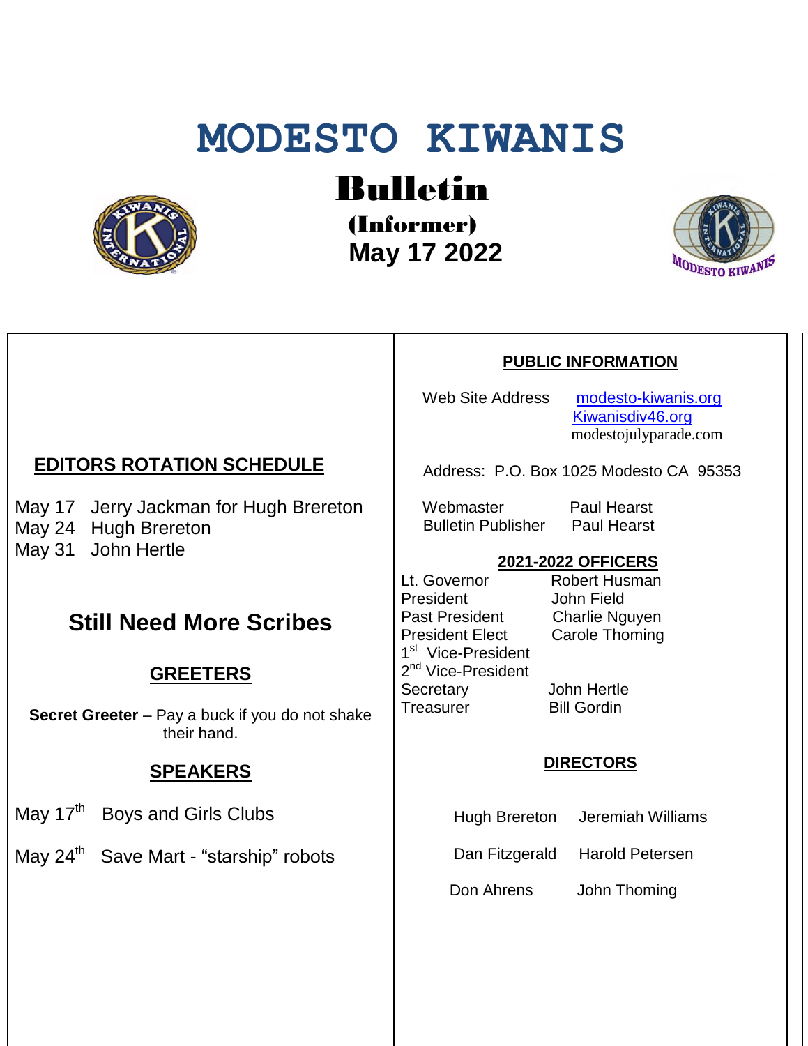# MODESTO KIWANIS

## Bulletin

**(Informer)**

**May 17 2022**

### EDITORS ROTATION SCHEDULE

May 17 Jerry Jackman for Hugh Brereton
May 24 Hugh Brereton
May 31 John Hertle

## Still Need More Scribes

### GREETERS

**Secret Greeter** – Pay a buck if you do not shake their hand.

### SPEAKERS

May 17th Boys and Girls Clubs

May 24th Save Mart - "starship" robots

### PUBLIC INFORMATION

Web Site Address modesto-kiwanis.org
Kiwanisdiv46.org
modestojulyparade.com

Address: P.O. Box 1025 Modesto CA 95353

| | |
|---|---|
| Webmaster | Paul Hearst |
| Bulletin Publisher | Paul Hearst |

### 2021-2022 OFFICERS

| | |
|---|---|
| Lt. Governor | Robert Husman |
| President | John Field |
| Past President | Charlie Nguyen |
| President Elect | Carole Thoming |
| 1st Vice-President | |
| 2nd Vice-President | |
| Secretary | John Hertle |
| Treasurer | Bill Gordin |

### DIRECTORS

| | |
|---|---|
| Hugh Brereton | Jeremiah Williams |
| Dan Fitzgerald | Harold Petersen |
| Don Ahrens | John Thoming |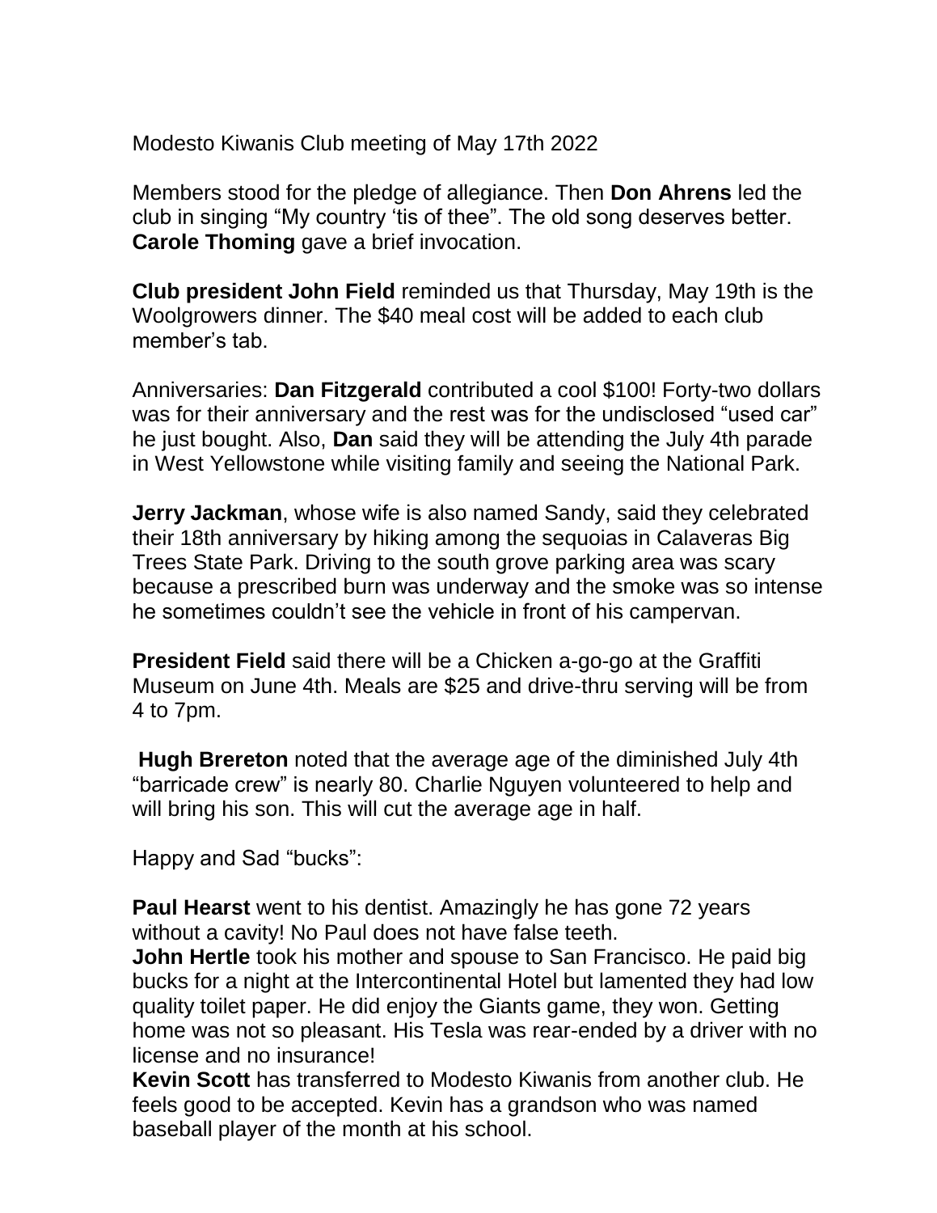Modesto Kiwanis Club meeting of May 17th 2022

Members stood for the pledge of allegiance. Then **Don Ahrens** led the club in singing "My country 'tis of thee". The old song deserves better. **Carole Thoming** gave a brief invocation.

**Club president John Field** reminded us that Thursday, May 19th is the Woolgrowers dinner. The $40 meal cost will be added to each club member's tab.

Anniversaries: **Dan Fitzgerald** contributed a cool $100! Forty-two dollars was for their anniversary and the rest was for the undisclosed "used car" he just bought. Also, **Dan** said they will be attending the July 4th parade in West Yellowstone while visiting family and seeing the National Park.

**Jerry Jackman**, whose wife is also named Sandy, said they celebrated their 18th anniversary by hiking among the sequoias in Calaveras Big Trees State Park. Driving to the south grove parking area was scary because a prescribed burn was underway and the smoke was so intense he sometimes couldn't see the vehicle in front of his campervan.

**President Field** said there will be a Chicken a-go-go at the Graffiti Museum on June 4th. Meals are $25 and drive-thru serving will be from 4 to 7pm.

**Hugh Brereton** noted that the average age of the diminished July 4th "barricade crew" is nearly 80. Charlie Nguyen volunteered to help and will bring his son. This will cut the average age in half.

Happy and Sad "bucks":

**Paul Hearst** went to his dentist. Amazingly he has gone 72 years without a cavity! No Paul does not have false teeth.
**John Hertle** took his mother and spouse to San Francisco. He paid big bucks for a night at the Intercontinental Hotel but lamented they had low quality toilet paper. He did enjoy the Giants game, they won. Getting home was not so pleasant. His Tesla was rear-ended by a driver with no license and no insurance!
**Kevin Scott** has transferred to Modesto Kiwanis from another club. He feels good to be accepted. Kevin has a grandson who was named baseball player of the month at his school.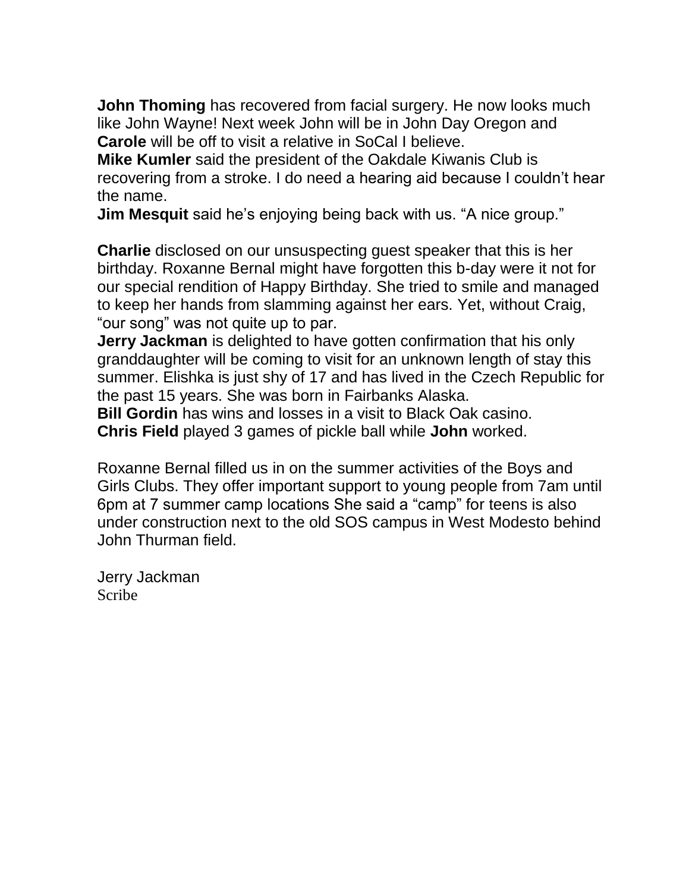**John Thoming** has recovered from facial surgery. He now looks much like John Wayne! Next week John will be in John Day Oregon and **Carole** will be off to visit a relative in SoCal I believe.
**Mike Kumler** said the president of the Oakdale Kiwanis Club is recovering from a stroke. I do need a hearing aid because I couldn't hear the name.
**Jim Mesquit** said he's enjoying being back with us. "A nice group."

**Charlie** disclosed on our unsuspecting guest speaker that this is her birthday. Roxanne Bernal might have forgotten this b-day were it not for our special rendition of Happy Birthday. She tried to smile and managed to keep her hands from slamming against her ears. Yet, without Craig, "our song" was not quite up to par.
**Jerry Jackman** is delighted to have gotten confirmation that his only granddaughter will be coming to visit for an unknown length of stay this summer. Elishka is just shy of 17 and has lived in the Czech Republic for the past 15 years. She was born in Fairbanks Alaska.
**Bill Gordin** has wins and losses in a visit to Black Oak casino.
**Chris Field** played 3 games of pickle ball while **John** worked.

Roxanne Bernal filled us in on the summer activities of the Boys and Girls Clubs. They offer important support to young people from 7am until 6pm at 7 summer camp locations She said a "camp" for teens is also under construction next to the old SOS campus in West Modesto behind John Thurman field.

Jerry Jackman
Scribe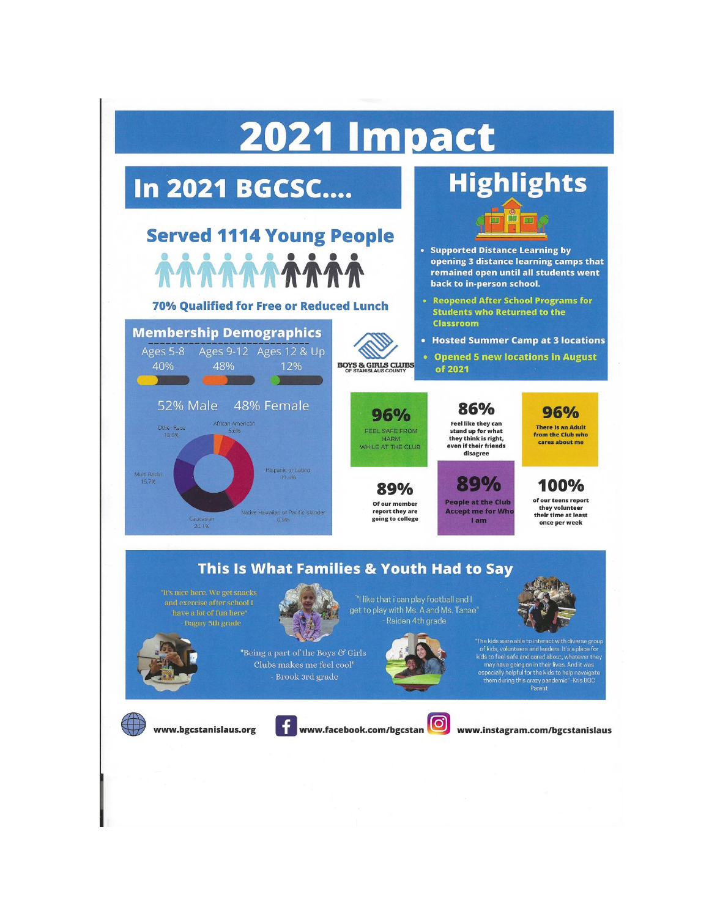# 2021 Impact

## In 2021 BGCSC....

### Served 1114 Young People

**70% Qualified for Free or Reduced Lunch**

### Membership Demographics

Ages 5-8 40%
Ages 9-12 48%
Ages 12 & Up 12%

52% Male 48% Female

Other Race 18.5%
African American 5.6%
Hispanic or Latino 31.5%
Multi Racial 15.7%
Native Hawaiian or Pacific Islander 0.9%
Caucasian 24.1%

BOYS & GIRLS CLUBS OF STANISLAUS COUNTY

## Highlights

- **Supported Distance Learning by opening 3 distance learning camps that remained open until all students went back to in-person school.**
- **Reopened After School Programs for Students who Returned to the Classroom**
- **Hosted Summer Camp at 3 locations**
- **Opened 5 new locations in August of 2021**

**96%** FEEL SAFE FROM HARM WHILE AT THE CLUB

**86%** Feel like they can stand up for what they think is right, even if their friends disagree

**96%** There is an Adult from the Club who cares about me

**89%** Of our member report they are going to college

**89%** People at the Club Accept me for Who I am

**100%** of our teens report they volunteer their time at least once per week

## This Is What Families & Youth Had to Say

"It's nice here. We get snacks and exercise after school I have a lot of fun here"
- Dagny 5th grade

"I like that i can play football and I get to play with Ms. A and Ms. Tanae"
- Raiden 4th grade

"Being a part of the Boys & Girls Clubs makes me feel cool"
- Brook 3rd grade

"The kids were able to interact with diverse group of kids, volunteers and leaders. It's a place for kids to feel safe and cared about, whatever they may have going on in their lives. And it was especially helpful for the kids to help navigate them during this crazy pandemic" -Kris BGC Parent

www.bgcstanislaus.org www.facebook.com/bgcstan www.instagram.com/bgcstanislaus